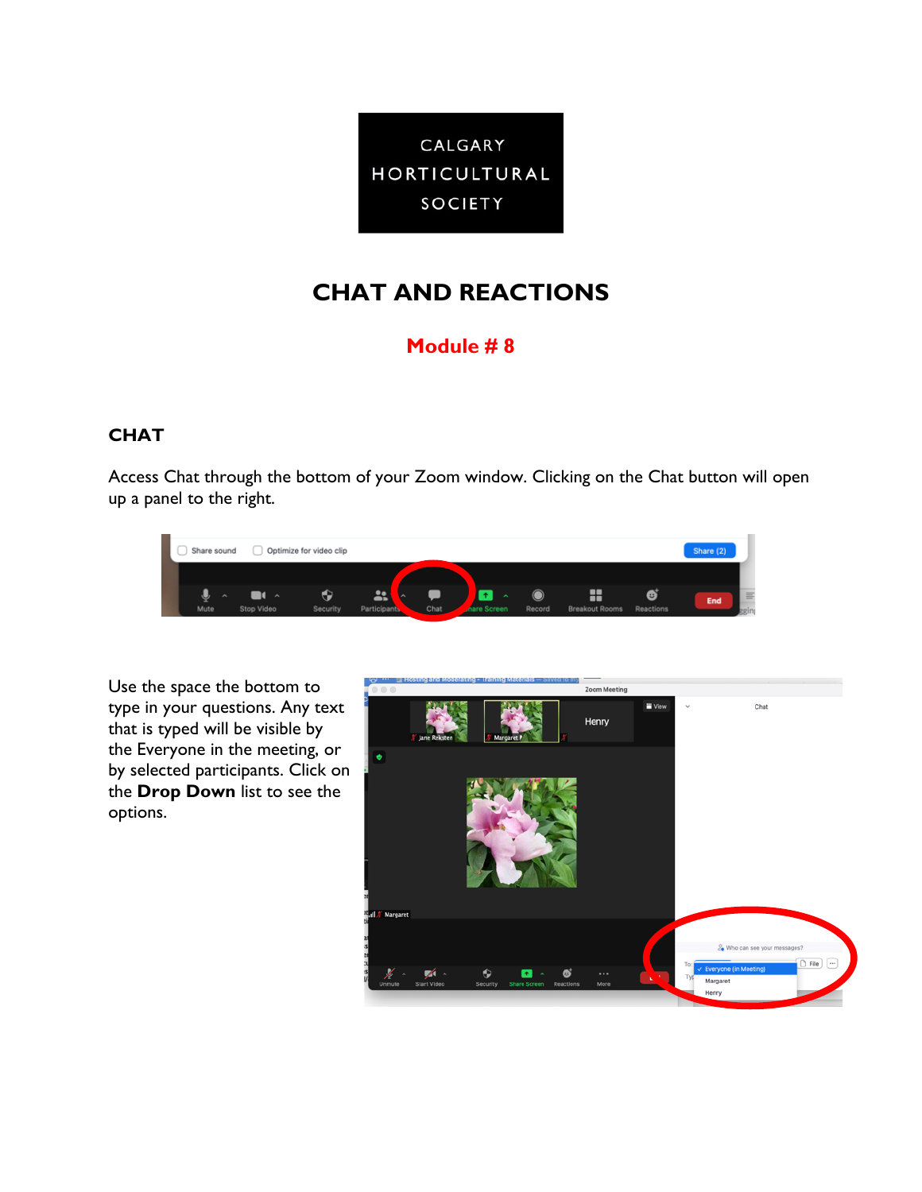CALGARY HORTICULTURAL SOCIETY

# CHAT AND REACTIONS

**Module # 8**

## CHAT

Access Chat through the bottom of your Zoom window. Clicking on the Chat button will open up a panel to the right.

Use the space the bottom to type in your questions. Any text that is typed will be visible by the Everyone in the meeting, or by selected participants. Click on the **Drop Down** list to see the options.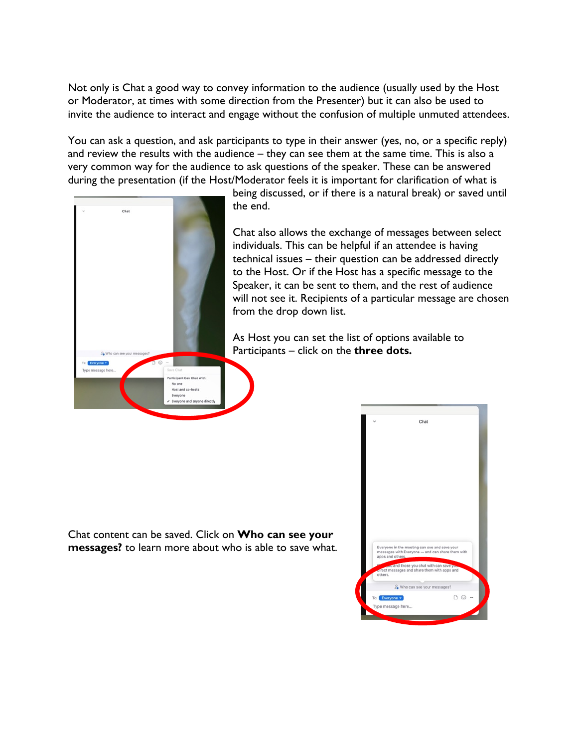Not only is Chat a good way to convey information to the audience (usually used by the Host or Moderator, at times with some direction from the Presenter) but it can also be used to invite the audience to interact and engage without the confusion of multiple unmuted attendees.

You can ask a question, and ask participants to type in their answer (yes, no, or a specific reply) and review the results with the audience – they can see them at the same time. This is also a very common way for the audience to ask questions of the speaker. These can be answered during the presentation (if the Host/Moderator feels it is important for clarification of what is being discussed, or if there is a natural break) or saved until the end.

Chat also allows the exchange of messages between select individuals. This can be helpful if an attendee is having technical issues – their question can be addressed directly to the Host. Or if the Host has a specific message to the Speaker, it can be sent to them, and the rest of audience will not see it. Recipients of a particular message are chosen from the drop down list.

As Host you can set the list of options available to Participants – click on the **three dots.**

Chat content can be saved. Click on **Who can see your messages?** to learn more about who is able to save what.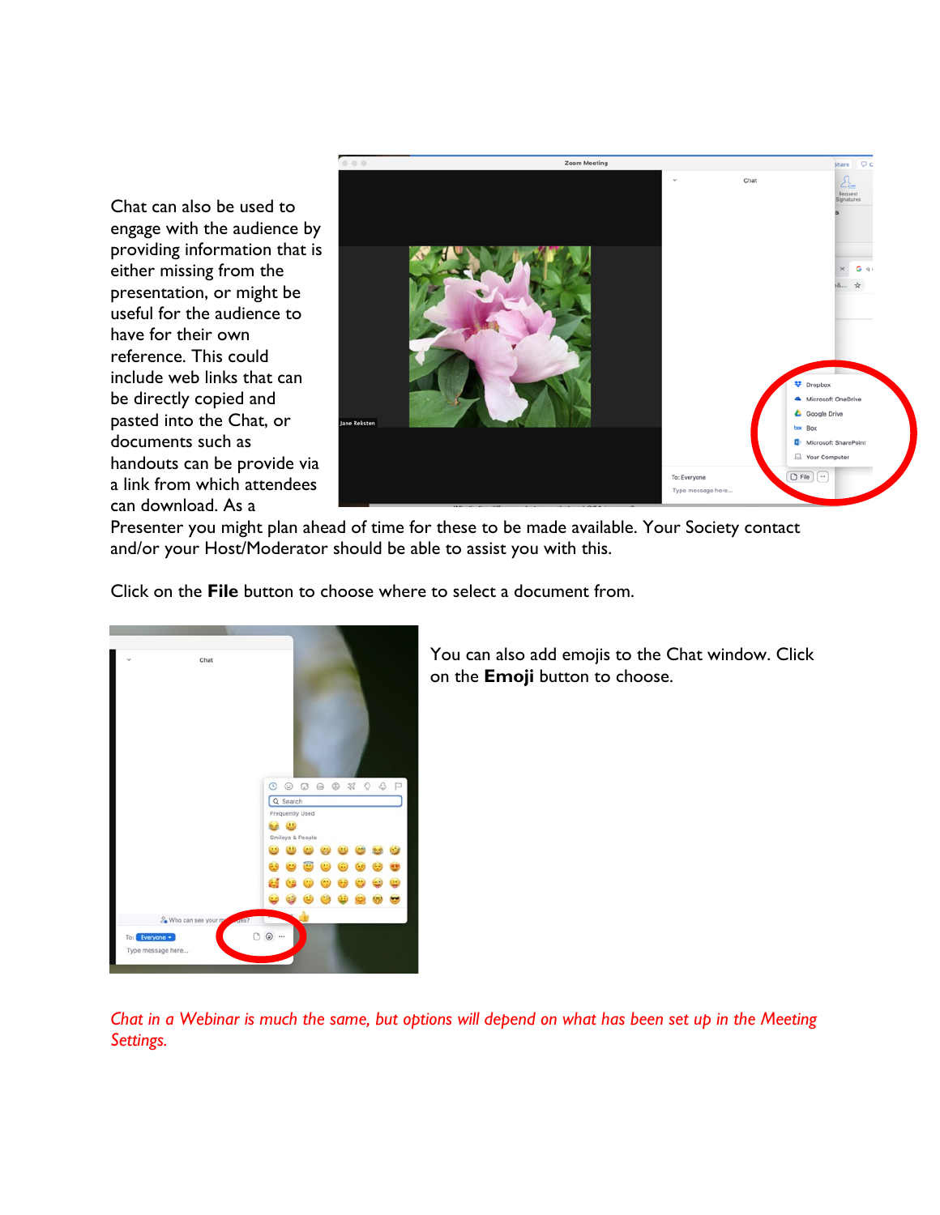Chat can also be used to engage with the audience by providing information that is either missing from the presentation, or might be useful for the audience to have for their own reference. This could include web links that can be directly copied and pasted into the Chat, or documents such as handouts can be provide via a link from which attendees can download. As a Presenter you might plan ahead of time for these to be made available. Your Society contact and/or your Host/Moderator should be able to assist you with this.

Click on the **File** button to choose where to select a document from.

You can also add emojis to the Chat window. Click on the **Emoji** button to choose.

*Chat in a Webinar is much the same, but options will depend on what has been set up in the Meeting Settings.*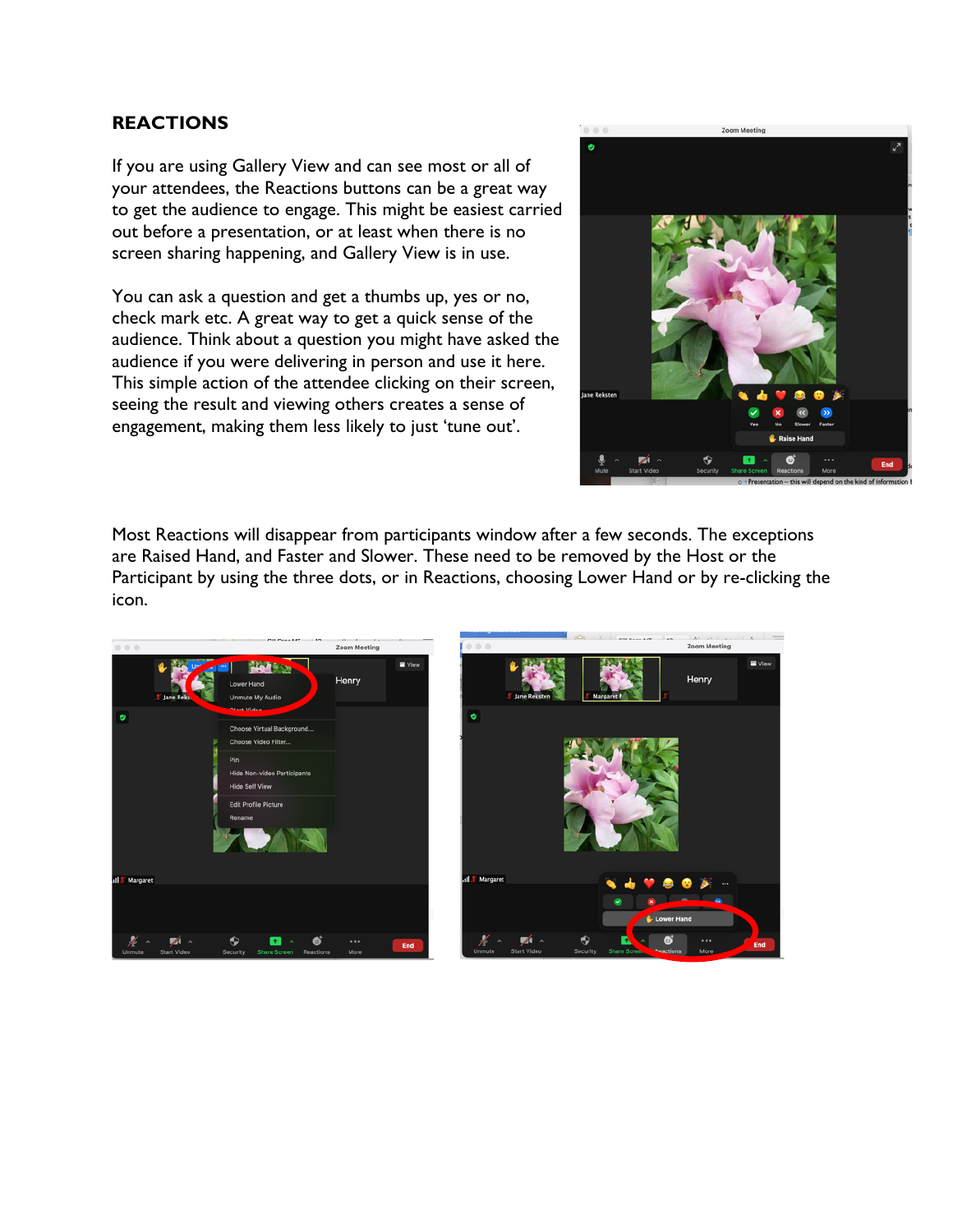## REACTIONS

If you are using Gallery View and can see most or all of your attendees, the Reactions buttons can be a great way to get the audience to engage. This might be easiest carried out before a presentation, or at least when there is no screen sharing happening, and Gallery View is in use.

You can ask a question and get a thumbs up, yes or no, check mark etc. A great way to get a quick sense of the audience. Think about a question you might have asked the audience if you were delivering in person and use it here. This simple action of the attendee clicking on their screen, seeing the result and viewing others creates a sense of engagement, making them less likely to just 'tune out'.

Most Reactions will disappear from participants window after a few seconds. The exceptions are Raised Hand, and Faster and Slower. These need to be removed by the Host or the Participant by using the three dots, or in Reactions, choosing Lower Hand or by re-clicking the icon.